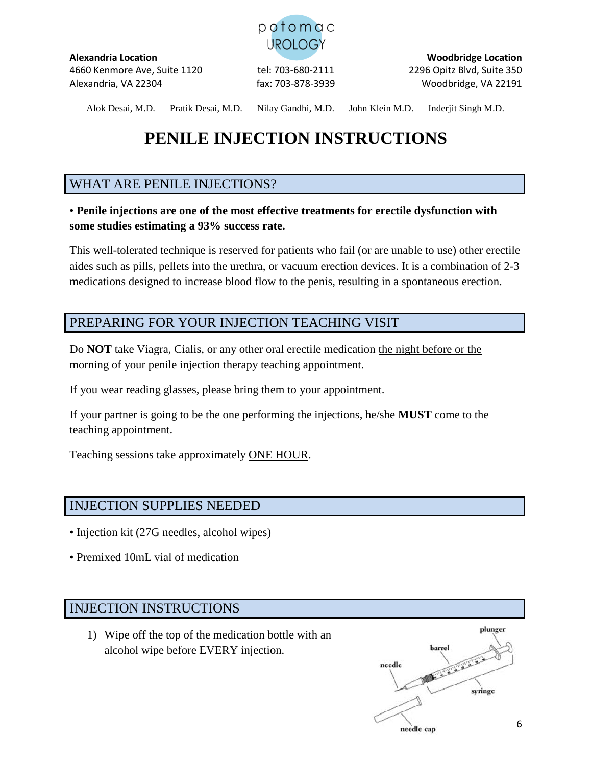potomac UROLOGY

**Alexandria Location**
4660 Kenmore Ave, Suite 1120
Alexandria, VA 22304

tel: 703-680-2111
fax: 703-878-3939

**Woodbridge Location**
2296 Opitz Blvd, Suite 350
Woodbridge, VA 22191

Alok Desai, M.D. Pratik Desai, M.D. Nilay Gandhi, M.D. John Klein M.D. Inderjit Singh M.D.

# PENILE INJECTION INSTRUCTIONS

## WHAT ARE PENILE INJECTIONS?

• **Penile injections are one of the most effective treatments for erectile dysfunction with some studies estimating a 93% success rate.**

This well-tolerated technique is reserved for patients who fail (or are unable to use) other erectile aides such as pills, pellets into the urethra, or vacuum erection devices. It is a combination of 2-3 medications designed to increase blood flow to the penis, resulting in a spontaneous erection.

## PREPARING FOR YOUR INJECTION TEACHING VISIT

Do **NOT** take Viagra, Cialis, or any other oral erectile medication the night before or the morning of your penile injection therapy teaching appointment.

If you wear reading glasses, please bring them to your appointment.

If your partner is going to be the one performing the injections, he/she **MUST** come to the teaching appointment.

Teaching sessions take approximately ONE HOUR.

## INJECTION SUPPLIES NEEDED

- Injection kit (27G needles, alcohol wipes)
- Premixed 10mL vial of medication

## INJECTION INSTRUCTIONS

1) Wipe off the top of the medication bottle with an alcohol wipe before EVERY injection.

plunger, barrel, needle, syringe, needle cap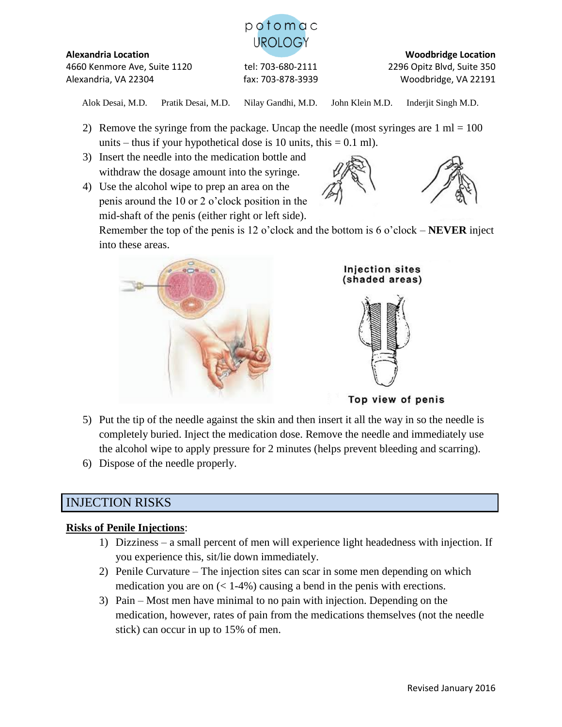2) Remove the syringe from the package. Uncap the needle (most syringes are 1 ml = 100 units – thus if your hypothetical dose is 10 units, this = 0.1 ml).
3) Insert the needle into the medication bottle and withdraw the dosage amount into the syringe.
4) Use the alcohol wipe to prep an area on the penis around the 10 or 2 o'clock position in the mid-shaft of the penis (either right or left side). Remember the top of the penis is 12 o'clock and the bottom is 6 o'clock – **NEVER** inject into these areas.

Injection sites (shaded areas)

Top view of penis

5) Put the tip of the needle against the skin and then insert it all the way in so the needle is completely buried. Inject the medication dose. Remove the needle and immediately use the alcohol wipe to apply pressure for 2 minutes (helps prevent bleeding and scarring).
6) Dispose of the needle properly.

## INJECTION RISKS

**Risks of Penile Injections**:

1) Dizziness – a small percent of men will experience light headedness with injection. If you experience this, sit/lie down immediately.
2) Penile Curvature – The injection sites can scar in some men depending on which medication you are on (< 1-4%) causing a bend in the penis with erections.
3) Pain – Most men have minimal to no pain with injection. Depending on the medication, however, rates of pain from the medications themselves (not the needle stick) can occur in up to 15% of men.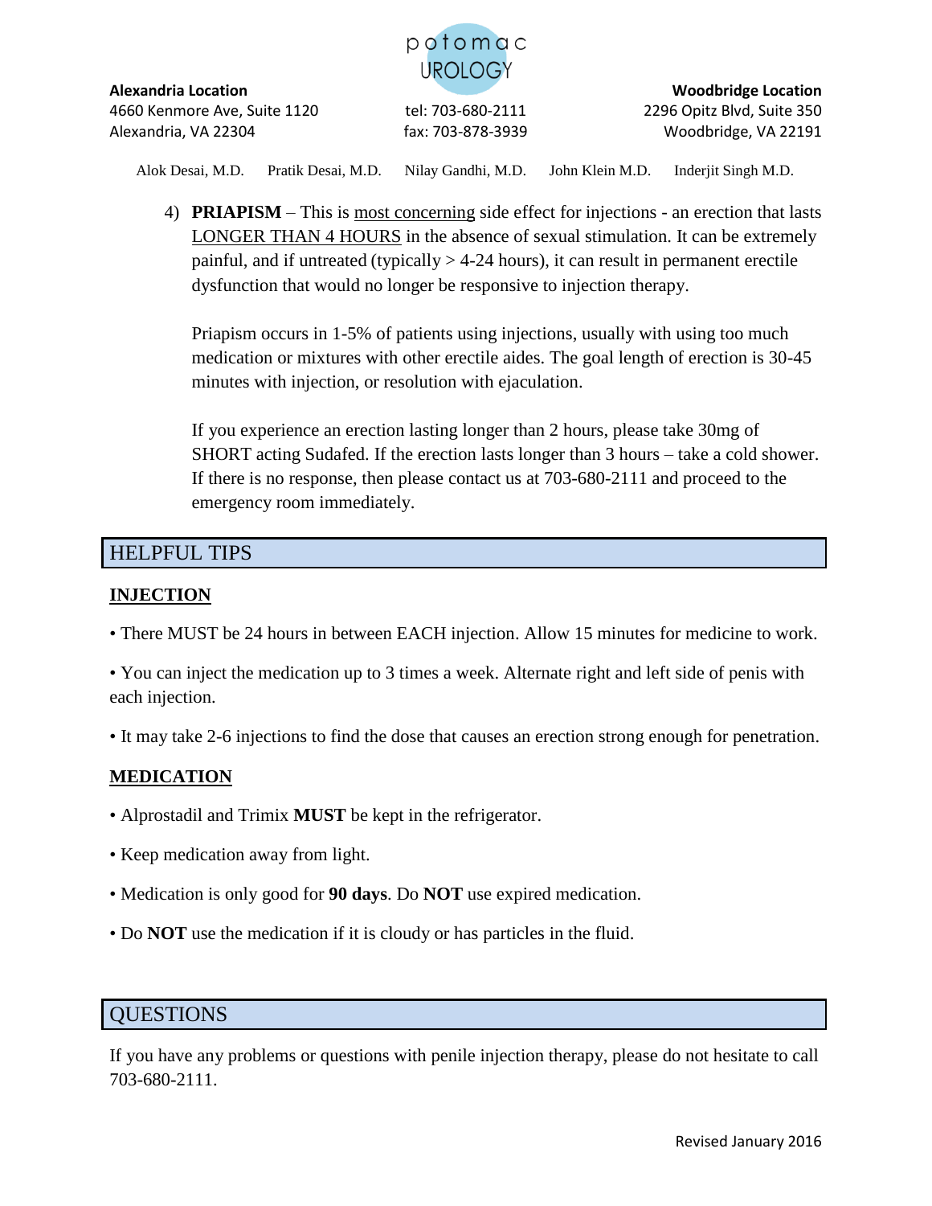4) **PRIAPISM** – This is most concerning side effect for injections - an erection that lasts LONGER THAN 4 HOURS in the absence of sexual stimulation. It can be extremely painful, and if untreated (typically > 4-24 hours), it can result in permanent erectile dysfunction that would no longer be responsive to injection therapy.

   Priapism occurs in 1-5% of patients using injections, usually with using too much medication or mixtures with other erectile aides. The goal length of erection is 30-45 minutes with injection, or resolution with ejaculation.

   If you experience an erection lasting longer than 2 hours, please take 30mg of SHORT acting Sudafed. If the erection lasts longer than 3 hours – take a cold shower. If there is no response, then please contact us at 703-680-2111 and proceed to the emergency room immediately.

## HELPFUL TIPS

### INJECTION

- There MUST be 24 hours in between EACH injection. Allow 15 minutes for medicine to work.
- You can inject the medication up to 3 times a week. Alternate right and left side of penis with each injection.
- It may take 2-6 injections to find the dose that causes an erection strong enough for penetration.

### MEDICATION

- Alprostadil and Trimix **MUST** be kept in the refrigerator.
- Keep medication away from light.
- Medication is only good for **90 days**. Do **NOT** use expired medication.
- Do **NOT** use the medication if it is cloudy or has particles in the fluid.

## QUESTIONS

If you have any problems or questions with penile injection therapy, please do not hesitate to call 703-680-2111.

Revised January 2016